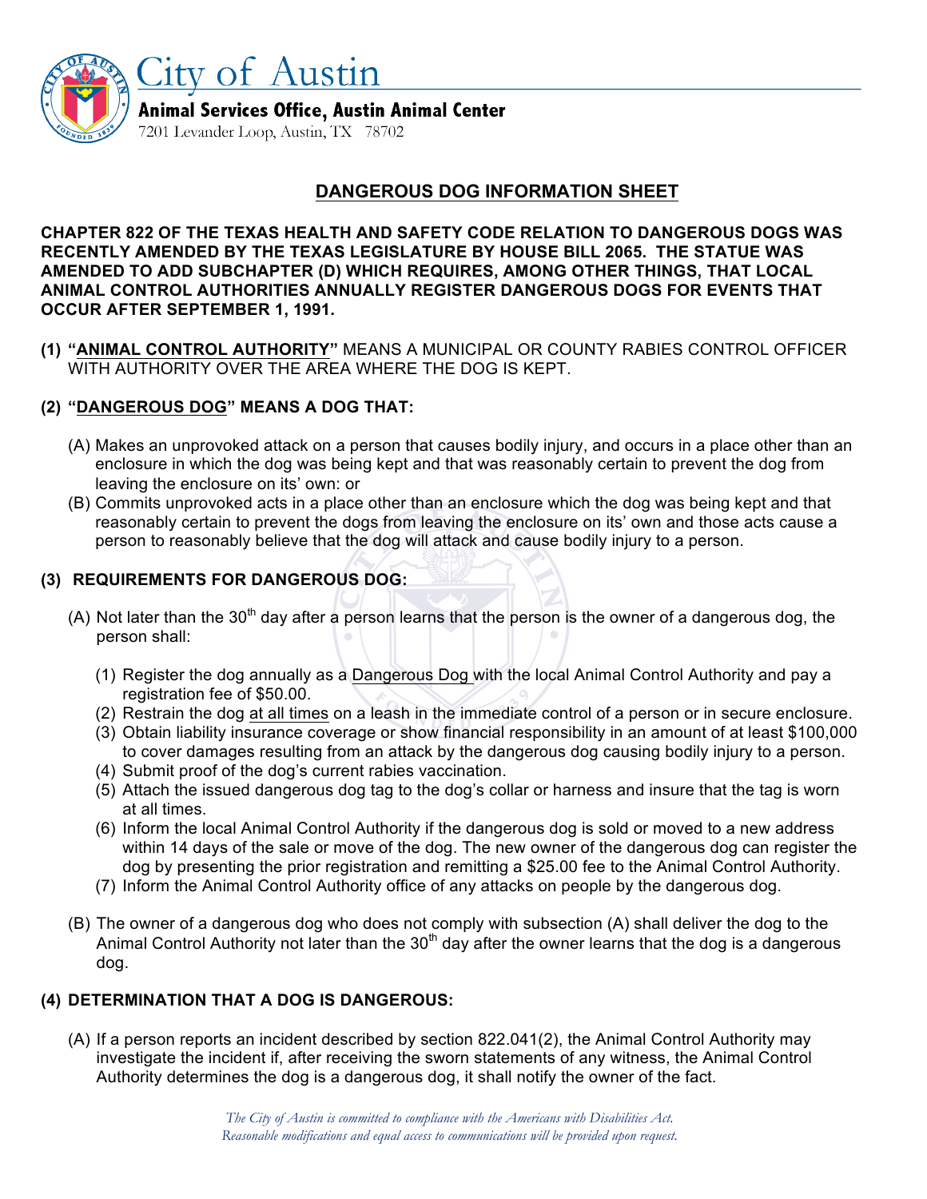# City of Austin

**Animal Services Office, Austin Animal Center**

7201 Levander Loop, Austin, TX 78702

## DANGEROUS DOG INFORMATION SHEET

**CHAPTER 822 OF THE TEXAS HEALTH AND SAFETY CODE RELATION TO DANGEROUS DOGS WAS RECENTLY AMENDED BY THE TEXAS LEGISLATURE BY HOUSE BILL 2065. THE STATUE WAS AMENDED TO ADD SUBCHAPTER (D) WHICH REQUIRES, AMONG OTHER THINGS, THAT LOCAL ANIMAL CONTROL AUTHORITIES ANNUALLY REGISTER DANGEROUS DOGS FOR EVENTS THAT OCCUR AFTER SEPTEMBER 1, 1991.**

**(1) "ANIMAL CONTROL AUTHORITY"** MEANS A MUNICIPAL OR COUNTY RABIES CONTROL OFFICER WITH AUTHORITY OVER THE AREA WHERE THE DOG IS KEPT.

**(2) "DANGEROUS DOG" MEANS A DOG THAT:**

(A) Makes an unprovoked attack on a person that causes bodily injury, and occurs in a place other than an enclosure in which the dog was being kept and that was reasonably certain to prevent the dog from leaving the enclosure on its' own: or

(B) Commits unprovoked acts in a place other than an enclosure which the dog was being kept and that reasonably certain to prevent the dogs from leaving the enclosure on its' own and those acts cause a person to reasonably believe that the dog will attack and cause bodily injury to a person.

**(3) REQUIREMENTS FOR DANGEROUS DOG:**

(A) Not later than the 30th day after a person learns that the person is the owner of a dangerous dog, the person shall:

1. Register the dog annually as a Dangerous Dog with the local Animal Control Authority and pay a registration fee of $50.00.
2. Restrain the dog at all times on a leash in the immediate control of a person or in secure enclosure.
3. Obtain liability insurance coverage or show financial responsibility in an amount of at least $100,000 to cover damages resulting from an attack by the dangerous dog causing bodily injury to a person.
4. Submit proof of the dog's current rabies vaccination.
5. Attach the issued dangerous dog tag to the dog's collar or harness and insure that the tag is worn at all times.
6. Inform the local Animal Control Authority if the dangerous dog is sold or moved to a new address within 14 days of the sale or move of the dog. The new owner of the dangerous dog can register the dog by presenting the prior registration and remitting a $25.00 fee to the Animal Control Authority.
7. Inform the Animal Control Authority office of any attacks on people by the dangerous dog.

(B) The owner of a dangerous dog who does not comply with subsection (A) shall deliver the dog to the Animal Control Authority not later than the 30th day after the owner learns that the dog is a dangerous dog.

**(4) DETERMINATION THAT A DOG IS DANGEROUS:**

(A) If a person reports an incident described by section 822.041(2), the Animal Control Authority may investigate the incident if, after receiving the sworn statements of any witness, the Animal Control Authority determines the dog is a dangerous dog, it shall notify the owner of the fact.

*The City of Austin is committed to compliance with the Americans with Disabilities Act. Reasonable modifications and equal access to communications will be provided upon request.*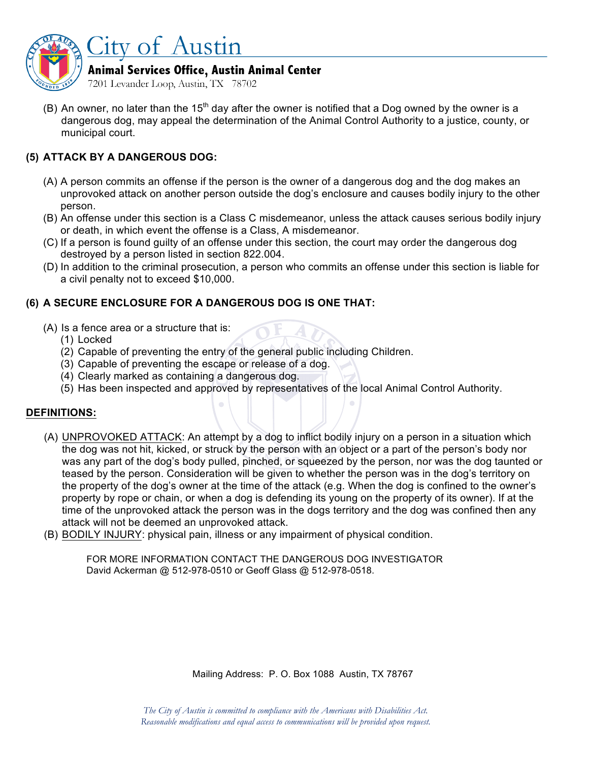(B) An owner, no later than the 15th day after the owner is notified that a Dog owned by the owner is a dangerous dog, may appeal the determination of the Animal Control Authority to a justice, county, or municipal court.

**(5) ATTACK BY A DANGEROUS DOG:**

(A) A person commits an offense if the person is the owner of a dangerous dog and the dog makes an unprovoked attack on another person outside the dog's enclosure and causes bodily injury to the other person.
(B) An offense under this section is a Class C misdemeanor, unless the attack causes serious bodily injury or death, in which event the offense is a Class, A misdemeanor.
(C) If a person is found guilty of an offense under this section, the court may order the dangerous dog destroyed by a person listed in section 822.004.
(D) In addition to the criminal prosecution, a person who commits an offense under this section is liable for a civil penalty not to exceed $10,000.

**(6) A SECURE ENCLOSURE FOR A DANGEROUS DOG IS ONE THAT:**

(A) Is a fence area or a structure that is:
  (1) Locked
  (2) Capable of preventing the entry of the general public including Children.
  (3) Capable of preventing the escape or release of a dog.
  (4) Clearly marked as containing a dangerous dog.
  (5) Has been inspected and approved by representatives of the local Animal Control Authority.

**DEFINITIONS:**

(A) UNPROVOKED ATTACK: An attempt by a dog to inflict bodily injury on a person in a situation which the dog was not hit, kicked, or struck by the person with an object or a part of the person's body nor was any part of the dog's body pulled, pinched, or squeezed by the person, nor was the dog taunted or teased by the person. Consideration will be given to whether the person was in the dog's territory on the property of the dog's owner at the time of the attack (e.g. When the dog is confined to the owner's property by rope or chain, or when a dog is defending its young on the property of its owner). If at the time of the unprovoked attack the person was in the dogs territory and the dog was confined then any attack will not be deemed an unprovoked attack.
(B) BODILY INJURY: physical pain, illness or any impairment of physical condition.

FOR MORE INFORMATION CONTACT THE DANGEROUS DOG INVESTIGATOR
David Ackerman @ 512-978-0510 or Geoff Glass @ 512-978-0518.